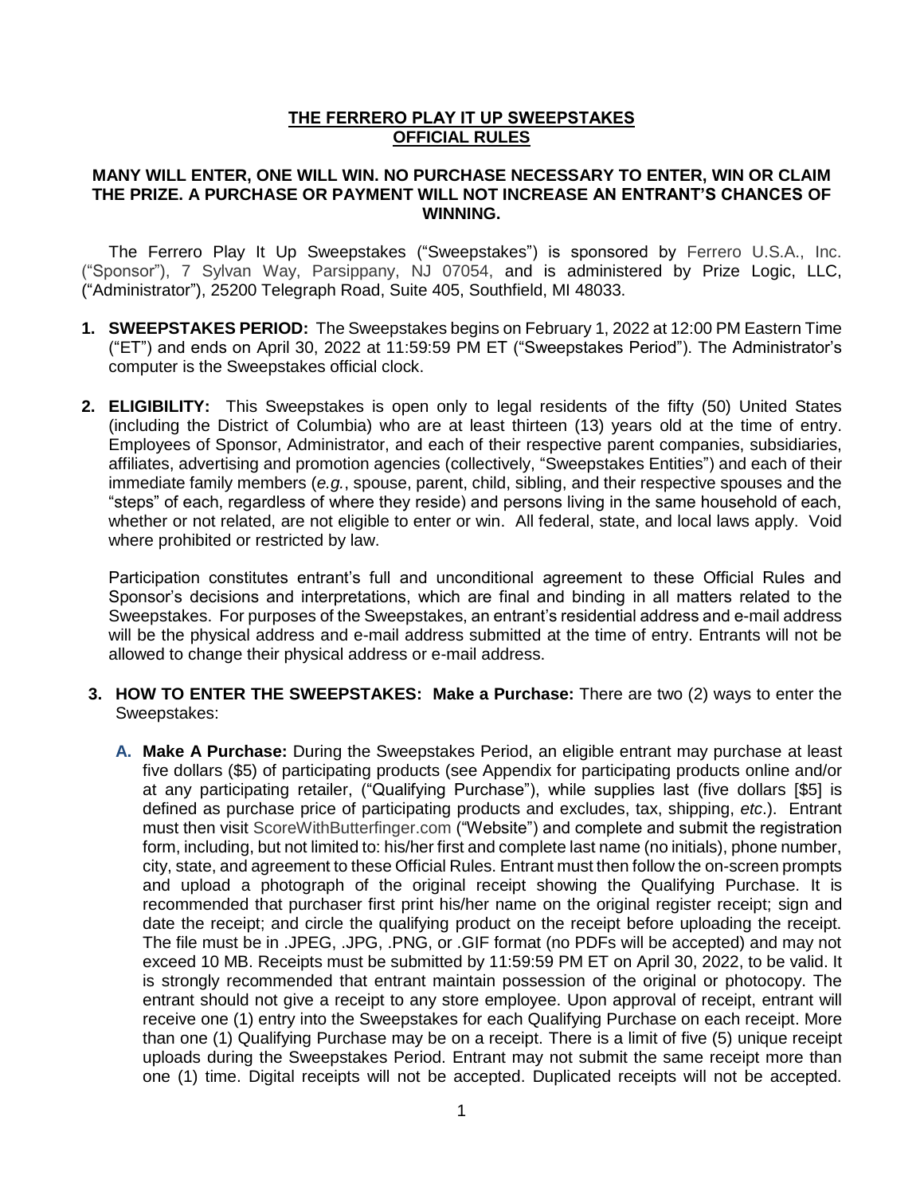# THE FERRERO PLAY IT UP SWEEPSTAKES
# OFFICIAL RULES

**MANY WILL ENTER, ONE WILL WIN. NO PURCHASE NECESSARY TO ENTER, WIN OR CLAIM THE PRIZE. A PURCHASE OR PAYMENT WILL NOT INCREASE AN ENTRANT'S CHANCES OF WINNING.**

The Ferrero Play It Up Sweepstakes ("Sweepstakes") is sponsored by Ferrero U.S.A., Inc. ("Sponsor"), 7 Sylvan Way, Parsippany, NJ 07054, and is administered by Prize Logic, LLC, ("Administrator"), 25200 Telegraph Road, Suite 405, Southfield, MI 48033.

1. **SWEEPSTAKES PERIOD:** The Sweepstakes begins on February 1, 2022 at 12:00 PM Eastern Time ("ET") and ends on April 30, 2022 at 11:59:59 PM ET ("Sweepstakes Period"). The Administrator's computer is the Sweepstakes official clock.

2. **ELIGIBILITY:** This Sweepstakes is open only to legal residents of the fifty (50) United States (including the District of Columbia) who are at least thirteen (13) years old at the time of entry. Employees of Sponsor, Administrator, and each of their respective parent companies, subsidiaries, affiliates, advertising and promotion agencies (collectively, "Sweepstakes Entities") and each of their immediate family members (*e.g.*, spouse, parent, child, sibling, and their respective spouses and the "steps" of each, regardless of where they reside) and persons living in the same household of each, whether or not related, are not eligible to enter or win. All federal, state, and local laws apply. Void where prohibited or restricted by law.

   Participation constitutes entrant's full and unconditional agreement to these Official Rules and Sponsor's decisions and interpretations, which are final and binding in all matters related to the Sweepstakes. For purposes of the Sweepstakes, an entrant's residential address and e-mail address will be the physical address and e-mail address submitted at the time of entry. Entrants will not be allowed to change their physical address or e-mail address.

3. **HOW TO ENTER THE SWEEPSTAKES: Make a Purchase:** There are two (2) ways to enter the Sweepstakes:

   A. **Make A Purchase:** During the Sweepstakes Period, an eligible entrant may purchase at least five dollars ($5) of participating products (see Appendix for participating products online and/or at any participating retailer, ("Qualifying Purchase"), while supplies last (five dollars [$5] is defined as purchase price of participating products and excludes, tax, shipping, *etc*.). Entrant must then visit ScoreWithButterfinger.com ("Website") and complete and submit the registration form, including, but not limited to: his/her first and complete last name (no initials), phone number, city, state, and agreement to these Official Rules. Entrant must then follow the on-screen prompts and upload a photograph of the original receipt showing the Qualifying Purchase. It is recommended that purchaser first print his/her name on the original register receipt; sign and date the receipt; and circle the qualifying product on the receipt before uploading the receipt. The file must be in .JPEG, .JPG, .PNG, or .GIF format (no PDFs will be accepted) and may not exceed 10 MB. Receipts must be submitted by 11:59:59 PM ET on April 30, 2022, to be valid. It is strongly recommended that entrant maintain possession of the original or photocopy. The entrant should not give a receipt to any store employee. Upon approval of receipt, entrant will receive one (1) entry into the Sweepstakes for each Qualifying Purchase on each receipt. More than one (1) Qualifying Purchase may be on a receipt. There is a limit of five (5) unique receipt uploads during the Sweepstakes Period. Entrant may not submit the same receipt more than one (1) time. Digital receipts will not be accepted. Duplicated receipts will not be accepted.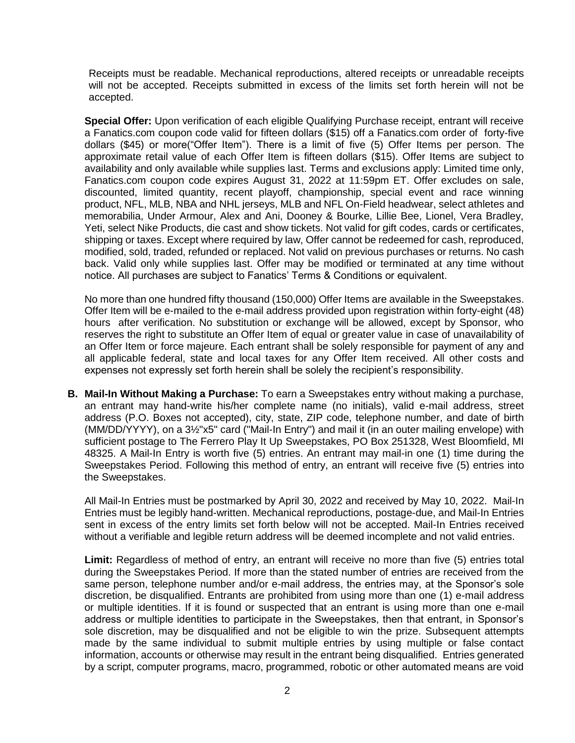Receipts must be readable. Mechanical reproductions, altered receipts or unreadable receipts will not be accepted. Receipts submitted in excess of the limits set forth herein will not be accepted.

**Special Offer:** Upon verification of each eligible Qualifying Purchase receipt, entrant will receive a Fanatics.com coupon code valid for fifteen dollars ($15) off a Fanatics.com order of forty-five dollars ($45) or more("Offer Item"). There is a limit of five (5) Offer Items per person. The approximate retail value of each Offer Item is fifteen dollars ($15). Offer Items are subject to availability and only available while supplies last. Terms and exclusions apply: Limited time only, Fanatics.com coupon code expires August 31, 2022 at 11:59pm ET. Offer excludes on sale, discounted, limited quantity, recent playoff, championship, special event and race winning product, NFL, MLB, NBA and NHL jerseys, MLB and NFL On-Field headwear, select athletes and memorabilia, Under Armour, Alex and Ani, Dooney & Bourke, Lillie Bee, Lionel, Vera Bradley, Yeti, select Nike Products, die cast and show tickets. Not valid for gift codes, cards or certificates, shipping or taxes. Except where required by law, Offer cannot be redeemed for cash, reproduced, modified, sold, traded, refunded or replaced. Not valid on previous purchases or returns. No cash back. Valid only while supplies last. Offer may be modified or terminated at any time without notice. All purchases are subject to Fanatics' Terms & Conditions or equivalent.

No more than one hundred fifty thousand (150,000) Offer Items are available in the Sweepstakes. Offer Item will be e-mailed to the e-mail address provided upon registration within forty-eight (48) hours after verification. No substitution or exchange will be allowed, except by Sponsor, who reserves the right to substitute an Offer Item of equal or greater value in case of unavailability of an Offer Item or force majeure. Each entrant shall be solely responsible for payment of any and all applicable federal, state and local taxes for any Offer Item received. All other costs and expenses not expressly set forth herein shall be solely the recipient's responsibility.

**B. Mail-In Without Making a Purchase:** To earn a Sweepstakes entry without making a purchase, an entrant may hand-write his/her complete name (no initials), valid e-mail address, street address (P.O. Boxes not accepted), city, state, ZIP code, telephone number, and date of birth (MM/DD/YYYY), on a 3½"x5" card ("Mail-In Entry") and mail it (in an outer mailing envelope) with sufficient postage to The Ferrero Play It Up Sweepstakes, PO Box 251328, West Bloomfield, MI 48325. A Mail-In Entry is worth five (5) entries. An entrant may mail-in one (1) time during the Sweepstakes Period. Following this method of entry, an entrant will receive five (5) entries into the Sweepstakes.

All Mail-In Entries must be postmarked by April 30, 2022 and received by May 10, 2022. Mail-In Entries must be legibly hand-written. Mechanical reproductions, postage-due, and Mail-In Entries sent in excess of the entry limits set forth below will not be accepted. Mail-In Entries received without a verifiable and legible return address will be deemed incomplete and not valid entries.

**Limit:** Regardless of method of entry, an entrant will receive no more than five (5) entries total during the Sweepstakes Period. If more than the stated number of entries are received from the same person, telephone number and/or e-mail address, the entries may, at the Sponsor's sole discretion, be disqualified. Entrants are prohibited from using more than one (1) e-mail address or multiple identities. If it is found or suspected that an entrant is using more than one e-mail address or multiple identities to participate in the Sweepstakes, then that entrant, in Sponsor's sole discretion, may be disqualified and not be eligible to win the prize. Subsequent attempts made by the same individual to submit multiple entries by using multiple or false contact information, accounts or otherwise may result in the entrant being disqualified. Entries generated by a script, computer programs, macro, programmed, robotic or other automated means are void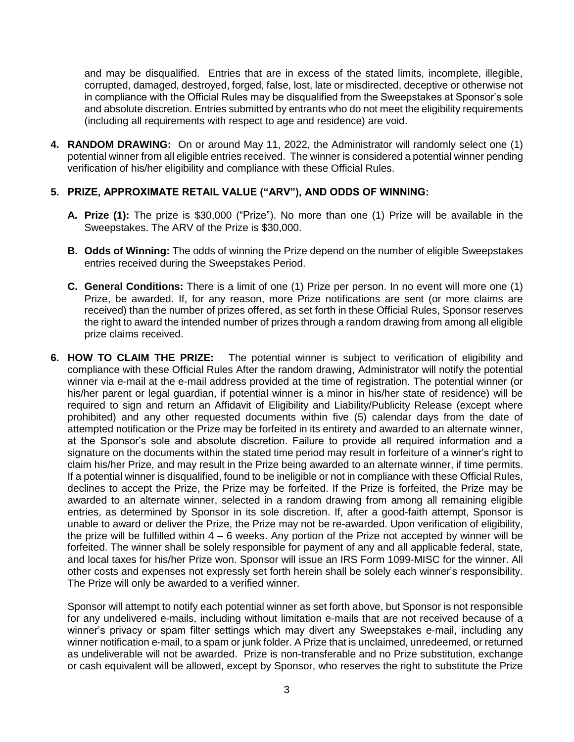and may be disqualified. Entries that are in excess of the stated limits, incomplete, illegible, corrupted, damaged, destroyed, forged, false, lost, late or misdirected, deceptive or otherwise not in compliance with the Official Rules may be disqualified from the Sweepstakes at Sponsor's sole and absolute discretion. Entries submitted by entrants who do not meet the eligibility requirements (including all requirements with respect to age and residence) are void.

4. **RANDOM DRAWING:** On or around May 11, 2022, the Administrator will randomly select one (1) potential winner from all eligible entries received. The winner is considered a potential winner pending verification of his/her eligibility and compliance with these Official Rules.

5. **PRIZE, APPROXIMATE RETAIL VALUE ("ARV"), AND ODDS OF WINNING:**

   A. **Prize (1):** The prize is $30,000 ("Prize"). No more than one (1) Prize will be available in the Sweepstakes. The ARV of the Prize is $30,000.

   B. **Odds of Winning:** The odds of winning the Prize depend on the number of eligible Sweepstakes entries received during the Sweepstakes Period.

   C. **General Conditions:** There is a limit of one (1) Prize per person. In no event will more one (1) Prize, be awarded. If, for any reason, more Prize notifications are sent (or more claims are received) than the number of prizes offered, as set forth in these Official Rules, Sponsor reserves the right to award the intended number of prizes through a random drawing from among all eligible prize claims received.

6. **HOW TO CLAIM THE PRIZE:** The potential winner is subject to verification of eligibility and compliance with these Official Rules After the random drawing, Administrator will notify the potential winner via e-mail at the e-mail address provided at the time of registration. The potential winner (or his/her parent or legal guardian, if potential winner is a minor in his/her state of residence) will be required to sign and return an Affidavit of Eligibility and Liability/Publicity Release (except where prohibited) and any other requested documents within five (5) calendar days from the date of attempted notification or the Prize may be forfeited in its entirety and awarded to an alternate winner, at the Sponsor's sole and absolute discretion. Failure to provide all required information and a signature on the documents within the stated time period may result in forfeiture of a winner's right to claim his/her Prize, and may result in the Prize being awarded to an alternate winner, if time permits. If a potential winner is disqualified, found to be ineligible or not in compliance with these Official Rules, declines to accept the Prize, the Prize may be forfeited. If the Prize is forfeited, the Prize may be awarded to an alternate winner, selected in a random drawing from among all remaining eligible entries, as determined by Sponsor in its sole discretion. If, after a good-faith attempt, Sponsor is unable to award or deliver the Prize, the Prize may not be re-awarded. Upon verification of eligibility, the prize will be fulfilled within 4 – 6 weeks. Any portion of the Prize not accepted by winner will be forfeited. The winner shall be solely responsible for payment of any and all applicable federal, state, and local taxes for his/her Prize won. Sponsor will issue an IRS Form 1099-MISC for the winner. All other costs and expenses not expressly set forth herein shall be solely each winner's responsibility. The Prize will only be awarded to a verified winner.

   Sponsor will attempt to notify each potential winner as set forth above, but Sponsor is not responsible for any undelivered e-mails, including without limitation e-mails that are not received because of a winner's privacy or spam filter settings which may divert any Sweepstakes e-mail, including any winner notification e-mail, to a spam or junk folder. A Prize that is unclaimed, unredeemed, or returned as undeliverable will not be awarded. Prize is non-transferable and no Prize substitution, exchange or cash equivalent will be allowed, except by Sponsor, who reserves the right to substitute the Prize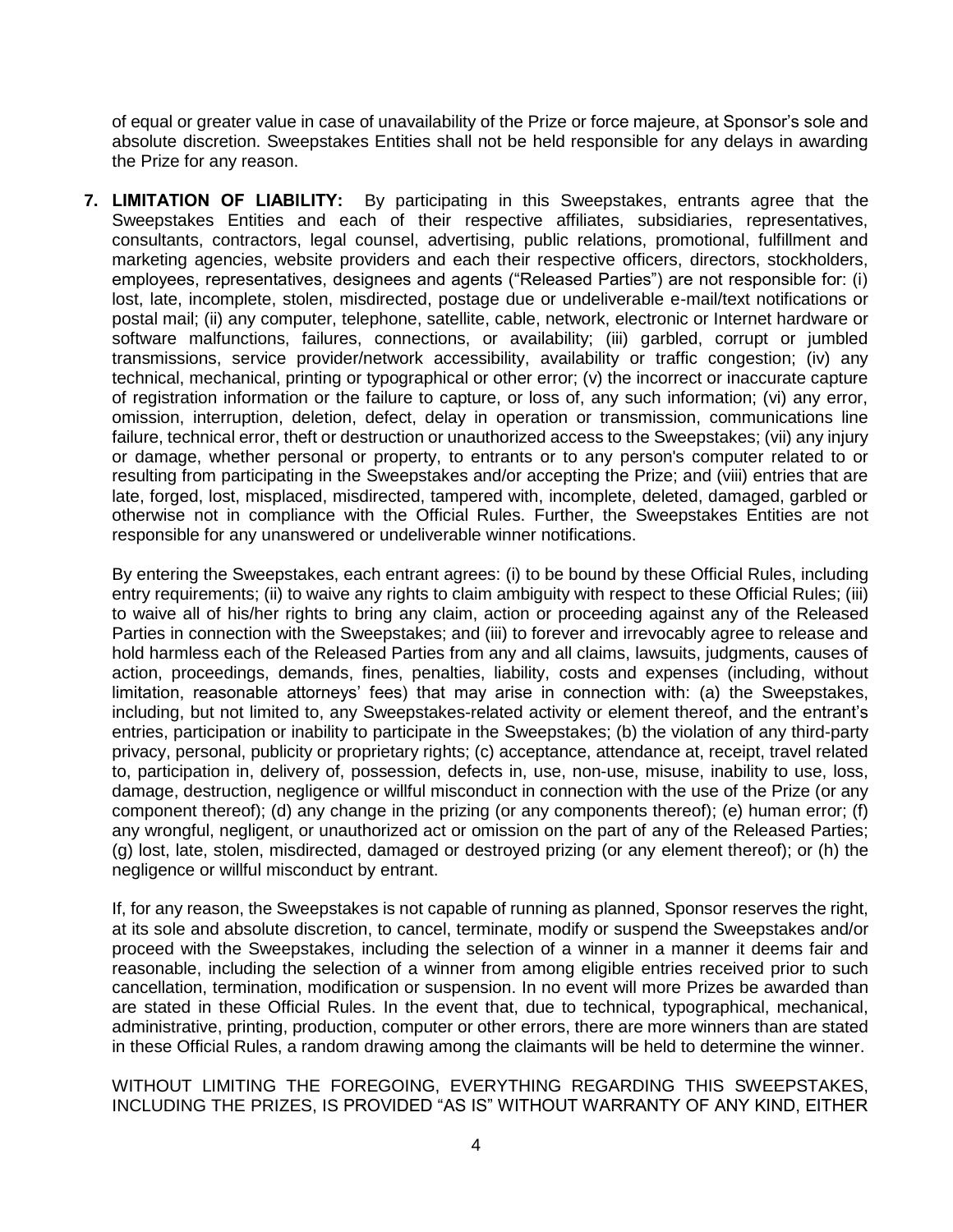of equal or greater value in case of unavailability of the Prize or force majeure, at Sponsor's sole and absolute discretion. Sweepstakes Entities shall not be held responsible for any delays in awarding the Prize for any reason.

7. **LIMITATION OF LIABILITY:** By participating in this Sweepstakes, entrants agree that the Sweepstakes Entities and each of their respective affiliates, subsidiaries, representatives, consultants, contractors, legal counsel, advertising, public relations, promotional, fulfillment and marketing agencies, website providers and each their respective officers, directors, stockholders, employees, representatives, designees and agents ("Released Parties") are not responsible for: (i) lost, late, incomplete, stolen, misdirected, postage due or undeliverable e-mail/text notifications or postal mail; (ii) any computer, telephone, satellite, cable, network, electronic or Internet hardware or software malfunctions, failures, connections, or availability; (iii) garbled, corrupt or jumbled transmissions, service provider/network accessibility, availability or traffic congestion; (iv) any technical, mechanical, printing or typographical or other error; (v) the incorrect or inaccurate capture of registration information or the failure to capture, or loss of, any such information; (vi) any error, omission, interruption, deletion, defect, delay in operation or transmission, communications line failure, technical error, theft or destruction or unauthorized access to the Sweepstakes; (vii) any injury or damage, whether personal or property, to entrants or to any person's computer related to or resulting from participating in the Sweepstakes and/or accepting the Prize; and (viii) entries that are late, forged, lost, misplaced, misdirected, tampered with, incomplete, deleted, damaged, garbled or otherwise not in compliance with the Official Rules. Further, the Sweepstakes Entities are not responsible for any unanswered or undeliverable winner notifications.

   By entering the Sweepstakes, each entrant agrees: (i) to be bound by these Official Rules, including entry requirements; (ii) to waive any rights to claim ambiguity with respect to these Official Rules; (iii) to waive all of his/her rights to bring any claim, action or proceeding against any of the Released Parties in connection with the Sweepstakes; and (iii) to forever and irrevocably agree to release and hold harmless each of the Released Parties from any and all claims, lawsuits, judgments, causes of action, proceedings, demands, fines, penalties, liability, costs and expenses (including, without limitation, reasonable attorneys' fees) that may arise in connection with: (a) the Sweepstakes, including, but not limited to, any Sweepstakes-related activity or element thereof, and the entrant's entries, participation or inability to participate in the Sweepstakes; (b) the violation of any third-party privacy, personal, publicity or proprietary rights; (c) acceptance, attendance at, receipt, travel related to, participation in, delivery of, possession, defects in, use, non-use, misuse, inability to use, loss, damage, destruction, negligence or willful misconduct in connection with the use of the Prize (or any component thereof); (d) any change in the prizing (or any components thereof); (e) human error; (f) any wrongful, negligent, or unauthorized act or omission on the part of any of the Released Parties; (g) lost, late, stolen, misdirected, damaged or destroyed prizing (or any element thereof); or (h) the negligence or willful misconduct by entrant.

   If, for any reason, the Sweepstakes is not capable of running as planned, Sponsor reserves the right, at its sole and absolute discretion, to cancel, terminate, modify or suspend the Sweepstakes and/or proceed with the Sweepstakes, including the selection of a winner in a manner it deems fair and reasonable, including the selection of a winner from among eligible entries received prior to such cancellation, termination, modification or suspension. In no event will more Prizes be awarded than are stated in these Official Rules. In the event that, due to technical, typographical, mechanical, administrative, printing, production, computer or other errors, there are more winners than are stated in these Official Rules, a random drawing among the claimants will be held to determine the winner.

   WITHOUT LIMITING THE FOREGOING, EVERYTHING REGARDING THIS SWEEPSTAKES, INCLUDING THE PRIZES, IS PROVIDED "AS IS" WITHOUT WARRANTY OF ANY KIND, EITHER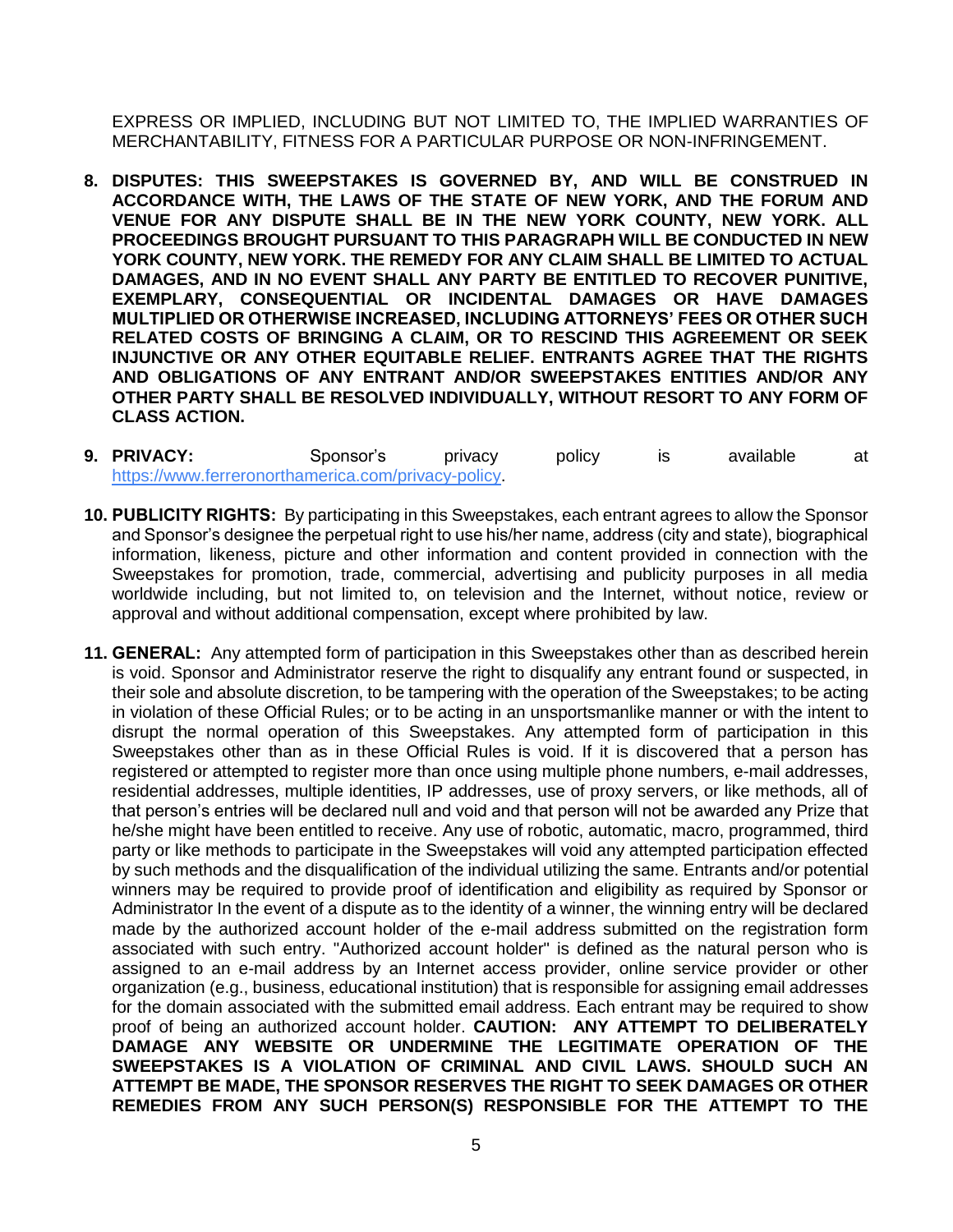EXPRESS OR IMPLIED, INCLUDING BUT NOT LIMITED TO, THE IMPLIED WARRANTIES OF MERCHANTABILITY, FITNESS FOR A PARTICULAR PURPOSE OR NON-INFRINGEMENT.

8. **DISPUTES: THIS SWEEPSTAKES IS GOVERNED BY, AND WILL BE CONSTRUED IN ACCORDANCE WITH, THE LAWS OF THE STATE OF NEW YORK, AND THE FORUM AND VENUE FOR ANY DISPUTE SHALL BE IN THE NEW YORK COUNTY, NEW YORK. ALL PROCEEDINGS BROUGHT PURSUANT TO THIS PARAGRAPH WILL BE CONDUCTED IN NEW YORK COUNTY, NEW YORK. THE REMEDY FOR ANY CLAIM SHALL BE LIMITED TO ACTUAL DAMAGES, AND IN NO EVENT SHALL ANY PARTY BE ENTITLED TO RECOVER PUNITIVE, EXEMPLARY, CONSEQUENTIAL OR INCIDENTAL DAMAGES OR HAVE DAMAGES MULTIPLIED OR OTHERWISE INCREASED, INCLUDING ATTORNEYS' FEES OR OTHER SUCH RELATED COSTS OF BRINGING A CLAIM, OR TO RESCIND THIS AGREEMENT OR SEEK INJUNCTIVE OR ANY OTHER EQUITABLE RELIEF. ENTRANTS AGREE THAT THE RIGHTS AND OBLIGATIONS OF ANY ENTRANT AND/OR SWEEPSTAKES ENTITIES AND/OR ANY OTHER PARTY SHALL BE RESOLVED INDIVIDUALLY, WITHOUT RESORT TO ANY FORM OF CLASS ACTION.**

9. **PRIVACY:** Sponsor's privacy policy is available at [https://www.ferreronorthamerica.com/privacy-policy](https://www.ferreronorthamerica.com/privacy-policy).

10. **PUBLICITY RIGHTS:** By participating in this Sweepstakes, each entrant agrees to allow the Sponsor and Sponsor's designee the perpetual right to use his/her name, address (city and state), biographical information, likeness, picture and other information and content provided in connection with the Sweepstakes for promotion, trade, commercial, advertising and publicity purposes in all media worldwide including, but not limited to, on television and the Internet, without notice, review or approval and without additional compensation, except where prohibited by law.

11. **GENERAL:** Any attempted form of participation in this Sweepstakes other than as described herein is void. Sponsor and Administrator reserve the right to disqualify any entrant found or suspected, in their sole and absolute discretion, to be tampering with the operation of the Sweepstakes; to be acting in violation of these Official Rules; or to be acting in an unsportsmanlike manner or with the intent to disrupt the normal operation of this Sweepstakes. Any attempted form of participation in this Sweepstakes other than as in these Official Rules is void. If it is discovered that a person has registered or attempted to register more than once using multiple phone numbers, e-mail addresses, residential addresses, multiple identities, IP addresses, use of proxy servers, or like methods, all of that person's entries will be declared null and void and that person will not be awarded any Prize that he/she might have been entitled to receive. Any use of robotic, automatic, macro, programmed, third party or like methods to participate in the Sweepstakes will void any attempted participation effected by such methods and the disqualification of the individual utilizing the same. Entrants and/or potential winners may be required to provide proof of identification and eligibility as required by Sponsor or Administrator In the event of a dispute as to the identity of a winner, the winning entry will be declared made by the authorized account holder of the e-mail address submitted on the registration form associated with such entry. "Authorized account holder" is defined as the natural person who is assigned to an e-mail address by an Internet access provider, online service provider or other organization (e.g., business, educational institution) that is responsible for assigning email addresses for the domain associated with the submitted email address. Each entrant may be required to show proof of being an authorized account holder. **CAUTION: ANY ATTEMPT TO DELIBERATELY DAMAGE ANY WEBSITE OR UNDERMINE THE LEGITIMATE OPERATION OF THE SWEEPSTAKES IS A VIOLATION OF CRIMINAL AND CIVIL LAWS. SHOULD SUCH AN ATTEMPT BE MADE, THE SPONSOR RESERVES THE RIGHT TO SEEK DAMAGES OR OTHER REMEDIES FROM ANY SUCH PERSON(S) RESPONSIBLE FOR THE ATTEMPT TO THE**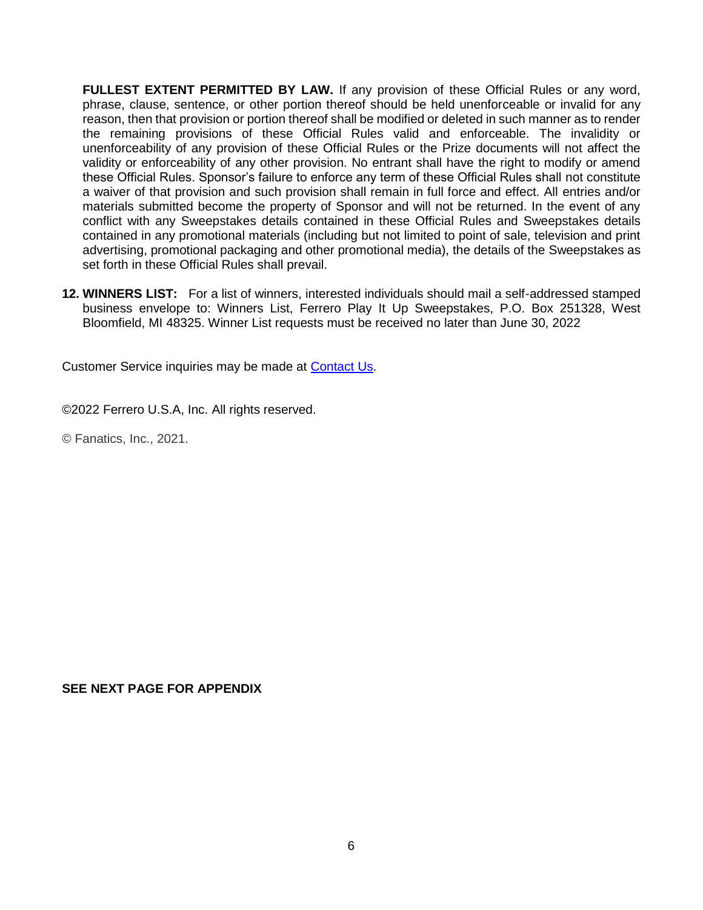**FULLEST EXTENT PERMITTED BY LAW.** If any provision of these Official Rules or any word, phrase, clause, sentence, or other portion thereof should be held unenforceable or invalid for any reason, then that provision or portion thereof shall be modified or deleted in such manner as to render the remaining provisions of these Official Rules valid and enforceable. The invalidity or unenforceability of any provision of these Official Rules or the Prize documents will not affect the validity or enforceability of any other provision. No entrant shall have the right to modify or amend these Official Rules. Sponsor's failure to enforce any term of these Official Rules shall not constitute a waiver of that provision and such provision shall remain in full force and effect. All entries and/or materials submitted become the property of Sponsor and will not be returned. In the event of any conflict with any Sweepstakes details contained in these Official Rules and Sweepstakes details contained in any promotional materials (including but not limited to point of sale, television and print advertising, promotional packaging and other promotional media), the details of the Sweepstakes as set forth in these Official Rules shall prevail.

**12. WINNERS LIST:** For a list of winners, interested individuals should mail a self-addressed stamped business envelope to: Winners List, Ferrero Play It Up Sweepstakes, P.O. Box 251328, West Bloomfield, MI 48325. Winner List requests must be received no later than June 30, 2022

Customer Service inquiries may be made at Contact Us.

©2022 Ferrero U.S.A, Inc. All rights reserved.

© Fanatics, Inc., 2021.

**SEE NEXT PAGE FOR APPENDIX**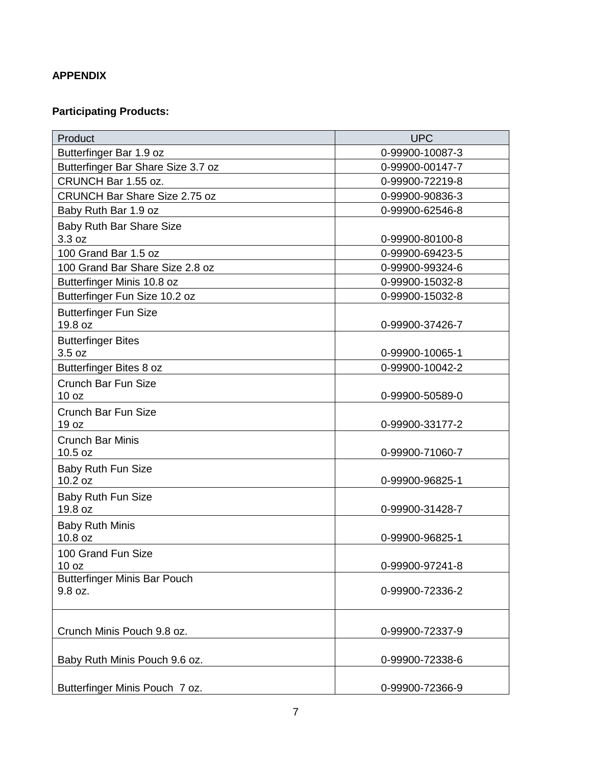**APPENDIX**

**Participating Products:**

| Product | UPC |
| --- | --- |
| Butterfinger Bar 1.9 oz | 0-99900-10087-3 |
| Butterfinger Bar Share Size 3.7 oz | 0-99900-00147-7 |
| CRUNCH Bar 1.55 oz. | 0-99900-72219-8 |
| CRUNCH Bar Share Size 2.75 oz | 0-99900-90836-3 |
| Baby Ruth Bar 1.9 oz | 0-99900-62546-8 |
| Baby Ruth Bar Share Size 3.3 oz | 0-99900-80100-8 |
| 100 Grand Bar 1.5 oz | 0-99900-69423-5 |
| 100 Grand Bar Share Size 2.8 oz | 0-99900-99324-6 |
| Butterfinger Minis 10.8 oz | 0-99900-15032-8 |
| Butterfinger Fun Size 10.2 oz | 0-99900-15032-8 |
| Butterfinger Fun Size 19.8 oz | 0-99900-37426-7 |
| Butterfinger Bites 3.5 oz | 0-99900-10065-1 |
| Butterfinger Bites 8 oz | 0-99900-10042-2 |
| Crunch Bar Fun Size 10 oz | 0-99900-50589-0 |
| Crunch Bar Fun Size 19 oz | 0-99900-33177-2 |
| Crunch Bar Minis 10.5 oz | 0-99900-71060-7 |
| Baby Ruth Fun Size 10.2 oz | 0-99900-96825-1 |
| Baby Ruth Fun Size 19.8 oz | 0-99900-31428-7 |
| Baby Ruth Minis 10.8 oz | 0-99900-96825-1 |
| 100 Grand Fun Size 10 oz | 0-99900-97241-8 |
| Butterfinger Minis Bar Pouch 9.8 oz. | 0-99900-72336-2 |
| Crunch Minis Pouch 9.8 oz. | 0-99900-72337-9 |
| Baby Ruth Minis Pouch 9.6 oz. | 0-99900-72338-6 |
| Butterfinger Minis Pouch 7 oz. | 0-99900-72366-9 |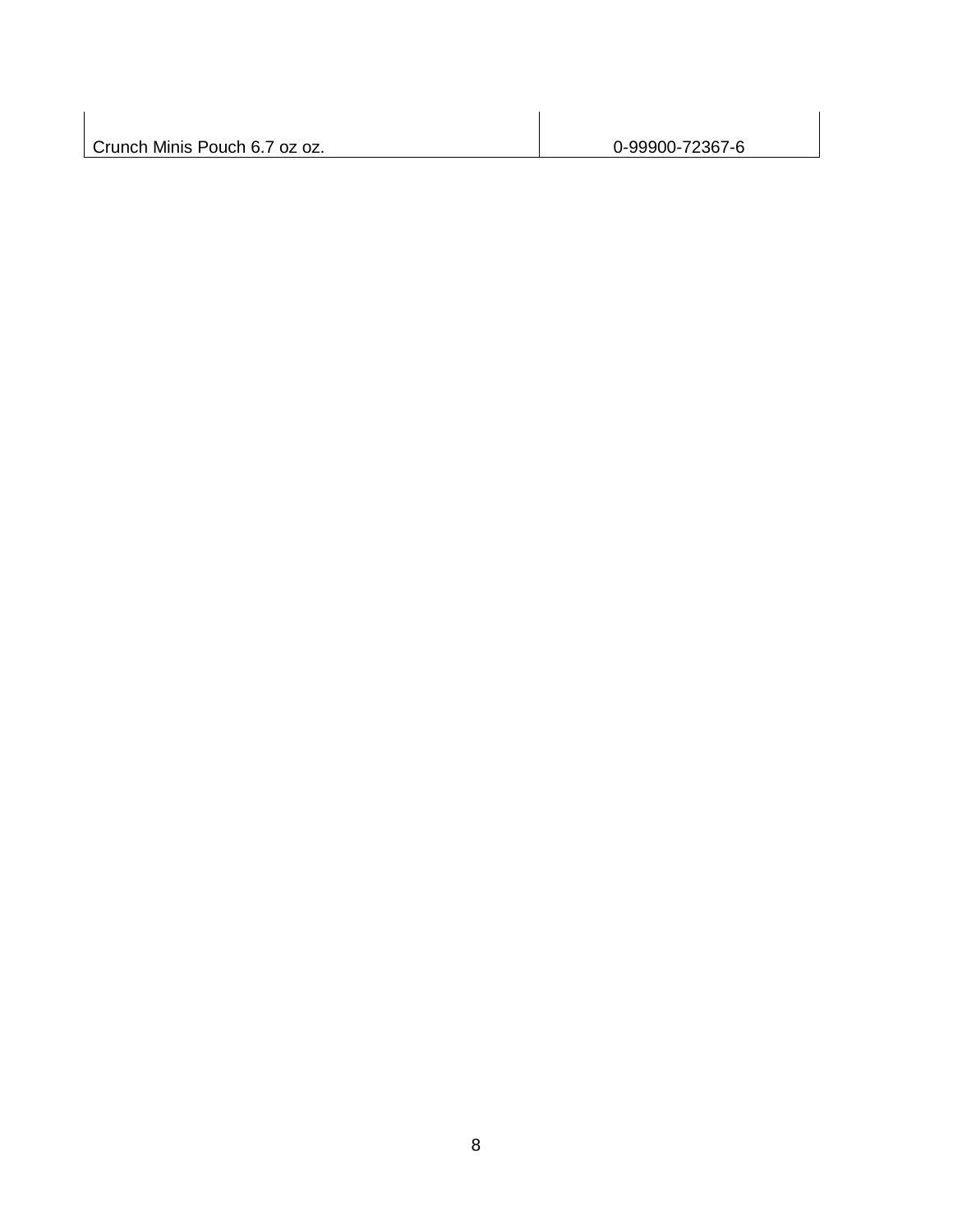| | |
|---|---|
| Crunch Minis Pouch 6.7 oz oz. | 0-99900-72367-6 |